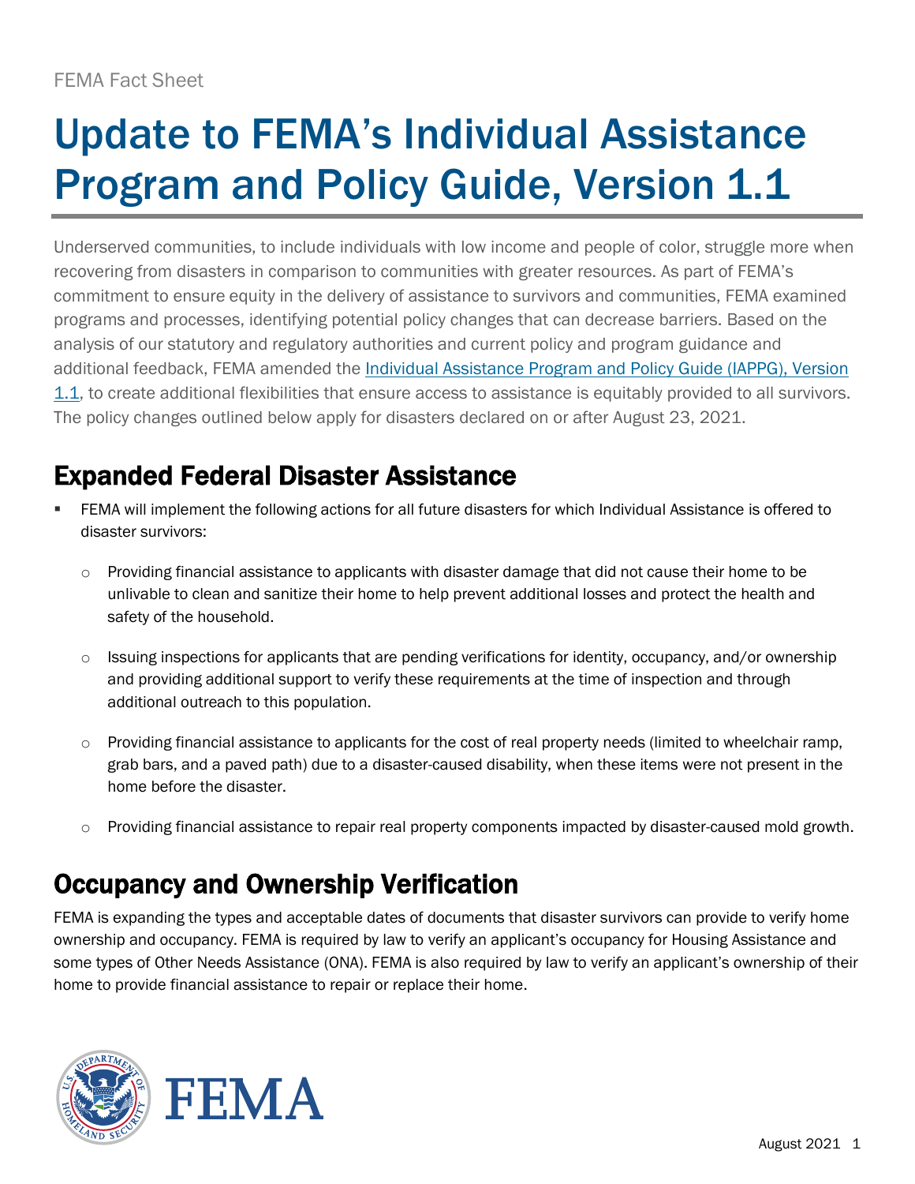FEMA Fact Sheet

# Update to FEMA's Individual Assistance Program and Policy Guide, Version 1.1

Underserved communities, to include individuals with low income and people of color, struggle more when recovering from disasters in comparison to communities with greater resources. As part of FEMA's commitment to ensure equity in the delivery of assistance to survivors and communities, FEMA examined programs and processes, identifying potential policy changes that can decrease barriers. Based on the analysis of our statutory and regulatory authorities and current policy and program guidance and additional feedback, FEMA amended the Individual Assistance Program and Policy Guide (IAPPG), Version 1.1, to create additional flexibilities that ensure access to assistance is equitably provided to all survivors. The policy changes outlined below apply for disasters declared on or after August 23, 2021.

## Expanded Federal Disaster Assistance

- FEMA will implement the following actions for all future disasters for which Individual Assistance is offered to disaster survivors:
  - Providing financial assistance to applicants with disaster damage that did not cause their home to be unlivable to clean and sanitize their home to help prevent additional losses and protect the health and safety of the household.
  - Issuing inspections for applicants that are pending verifications for identity, occupancy, and/or ownership and providing additional support to verify these requirements at the time of inspection and through additional outreach to this population.
  - Providing financial assistance to applicants for the cost of real property needs (limited to wheelchair ramp, grab bars, and a paved path) due to a disaster-caused disability, when these items were not present in the home before the disaster.
  - Providing financial assistance to repair real property components impacted by disaster-caused mold growth.

## Occupancy and Ownership Verification

FEMA is expanding the types and acceptable dates of documents that disaster survivors can provide to verify home ownership and occupancy. FEMA is required by law to verify an applicant's occupancy for Housing Assistance and some types of Other Needs Assistance (ONA). FEMA is also required by law to verify an applicant's ownership of their home to provide financial assistance to repair or replace their home.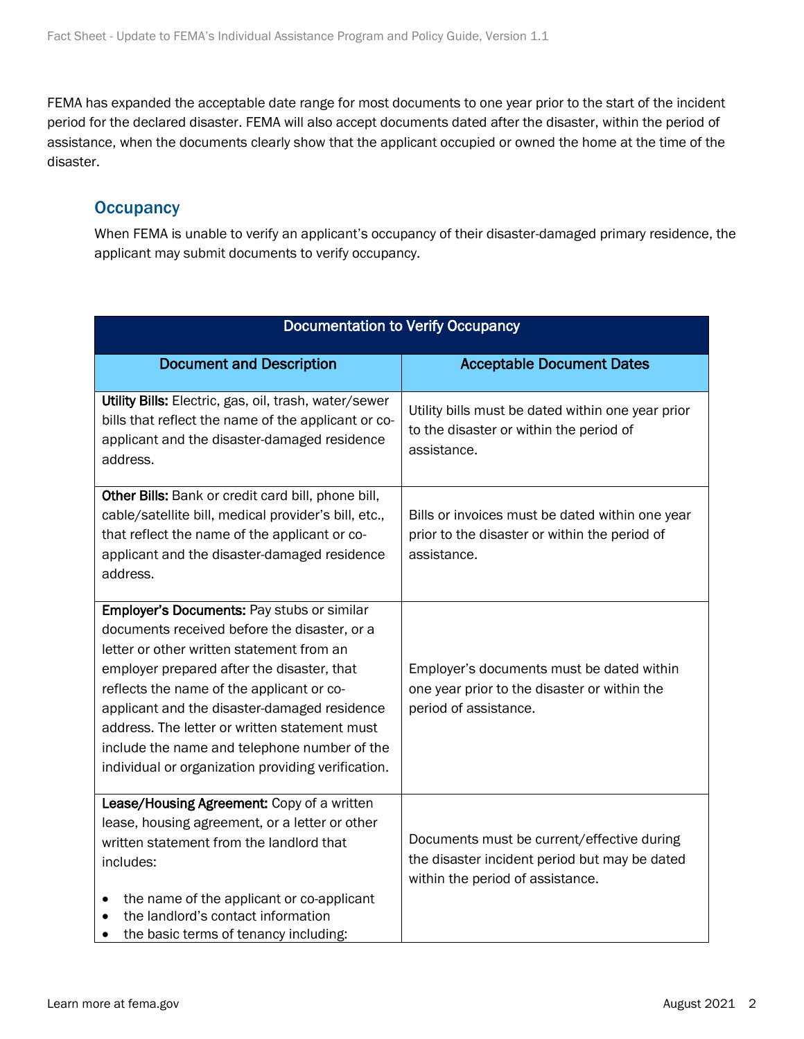FEMA has expanded the acceptable date range for most documents to one year prior to the start of the incident period for the declared disaster. FEMA will also accept documents dated after the disaster, within the period of assistance, when the documents clearly show that the applicant occupied or owned the home at the time of the disaster.

## Occupancy

When FEMA is unable to verify an applicant's occupancy of their disaster-damaged primary residence, the applicant may submit documents to verify occupancy.

| Documentation to Verify Occupancy | |
|---|---|
| **Document and Description** | **Acceptable Document Dates** |
| **Utility Bills:** Electric, gas, oil, trash, water/sewer bills that reflect the name of the applicant or co-applicant and the disaster-damaged residence address. | Utility bills must be dated within one year prior to the disaster or within the period of assistance. |
| **Other Bills:** Bank or credit card bill, phone bill, cable/satellite bill, medical provider's bill, etc., that reflect the name of the applicant or co-applicant and the disaster-damaged residence address. | Bills or invoices must be dated within one year prior to the disaster or within the period of assistance. |
| **Employer's Documents:** Pay stubs or similar documents received before the disaster, or a letter or other written statement from an employer prepared after the disaster, that reflects the name of the applicant or co-applicant and the disaster-damaged residence address. The letter or written statement must include the name and telephone number of the individual or organization providing verification. | Employer's documents must be dated within one year prior to the disaster or within the period of assistance. |
| **Lease/Housing Agreement:** Copy of a written lease, housing agreement, or a letter or other written statement from the landlord that includes:<br><br>• the name of the applicant or co-applicant<br>• the landlord's contact information<br>• the basic terms of tenancy including: | Documents must be current/effective during the disaster incident period but may be dated within the period of assistance. |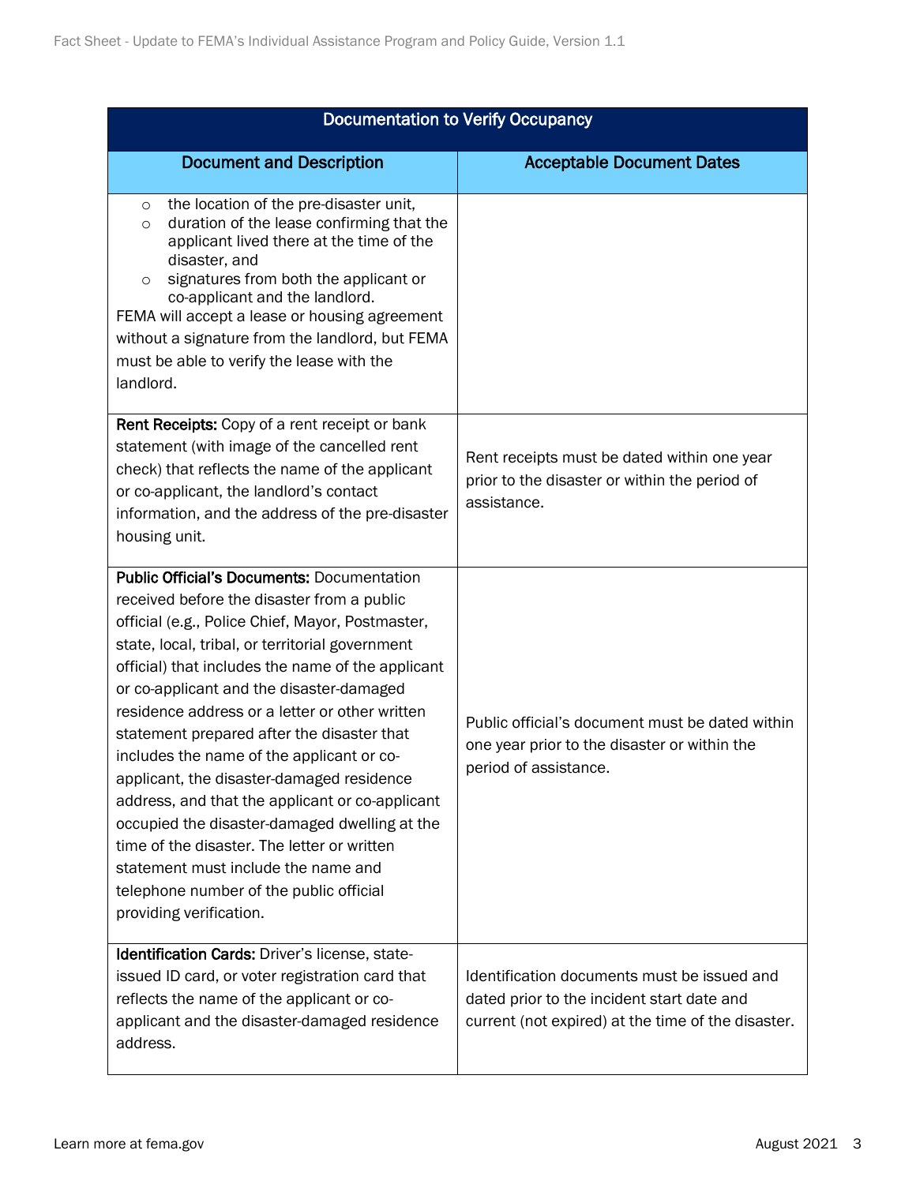| Documentation to Verify Occupancy | |
|---|---|
| **Document and Description** | **Acceptable Document Dates** |
| ○ the location of the pre-disaster unit,<br>○ duration of the lease confirming that the applicant lived there at the time of the disaster, and<br>○ signatures from both the applicant or co-applicant and the landlord.<br>FEMA will accept a lease or housing agreement without a signature from the landlord, but FEMA must be able to verify the lease with the landlord. | |
| **Rent Receipts:** Copy of a rent receipt or bank statement (with image of the cancelled rent check) that reflects the name of the applicant or co-applicant, the landlord's contact information, and the address of the pre-disaster housing unit. | Rent receipts must be dated within one year prior to the disaster or within the period of assistance. |
| **Public Official's Documents:** Documentation received before the disaster from a public official (e.g., Police Chief, Mayor, Postmaster, state, local, tribal, or territorial government official) that includes the name of the applicant or co-applicant and the disaster-damaged residence address or a letter or other written statement prepared after the disaster that includes the name of the applicant or co-applicant, the disaster-damaged residence address, and that the applicant or co-applicant occupied the disaster-damaged dwelling at the time of the disaster. The letter or written statement must include the name and telephone number of the public official providing verification. | Public official's document must be dated within one year prior to the disaster or within the period of assistance. |
| **Identification Cards:** Driver's license, state-issued ID card, or voter registration card that reflects the name of the applicant or co-applicant and the disaster-damaged residence address. | Identification documents must be issued and dated prior to the incident start date and current (not expired) at the time of the disaster. |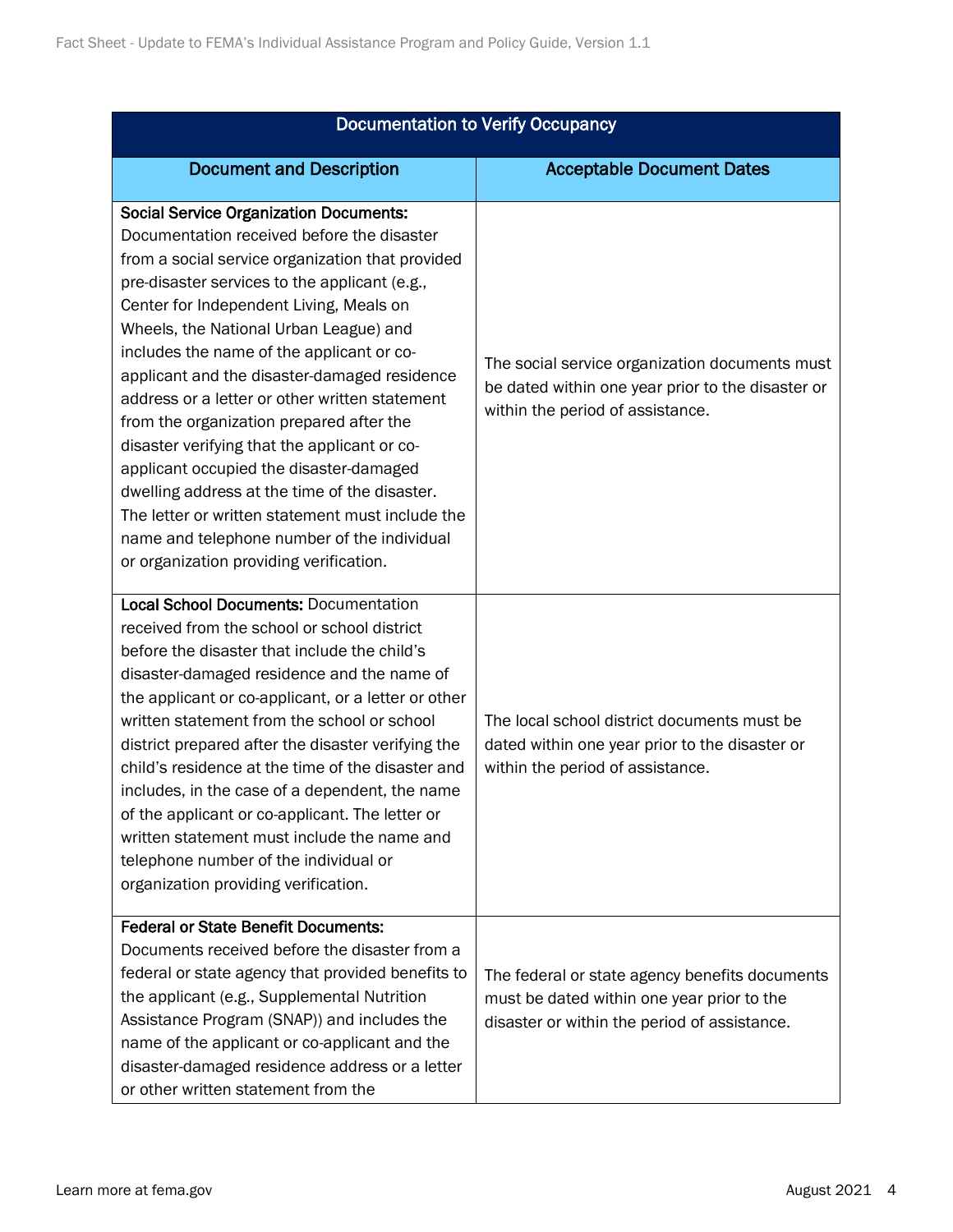| Documentation to Verify Occupancy | |
|---|---|
| **Document and Description** | **Acceptable Document Dates** |
| **Social Service Organization Documents:** Documentation received before the disaster from a social service organization that provided pre-disaster services to the applicant (e.g., Center for Independent Living, Meals on Wheels, the National Urban League) and includes the name of the applicant or co-applicant and the disaster-damaged residence address or a letter or other written statement from the organization prepared after the disaster verifying that the applicant or co-applicant occupied the disaster-damaged dwelling address at the time of the disaster. The letter or written statement must include the name and telephone number of the individual or organization providing verification. | The social service organization documents must be dated within one year prior to the disaster or within the period of assistance. |
| **Local School Documents:** Documentation received from the school or school district before the disaster that include the child's disaster-damaged residence and the name of the applicant or co-applicant, or a letter or other written statement from the school or school district prepared after the disaster verifying the child's residence at the time of the disaster and includes, in the case of a dependent, the name of the applicant or co-applicant. The letter or written statement must include the name and telephone number of the individual or organization providing verification. | The local school district documents must be dated within one year prior to the disaster or within the period of assistance. |
| **Federal or State Benefit Documents:** Documents received before the disaster from a federal or state agency that provided benefits to the applicant (e.g., Supplemental Nutrition Assistance Program (SNAP)) and includes the name of the applicant or co-applicant and the disaster-damaged residence address or a letter or other written statement from the | The federal or state agency benefits documents must be dated within one year prior to the disaster or within the period of assistance. |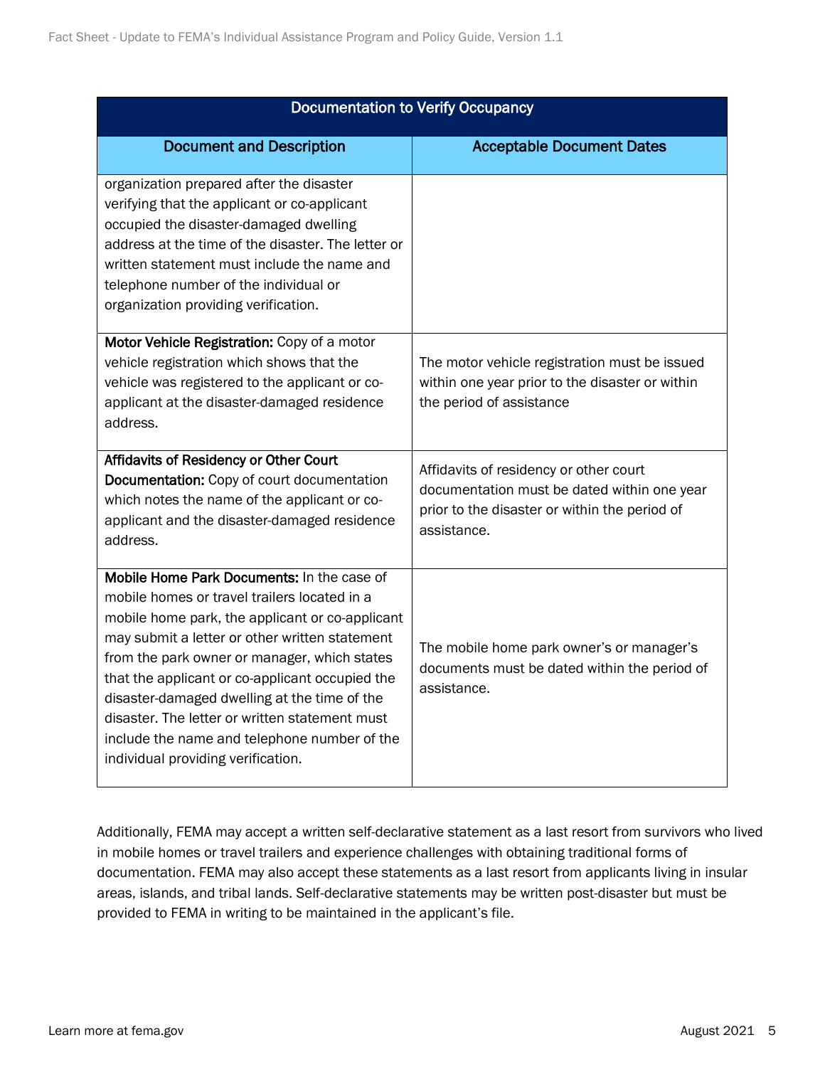| Documentation to Verify Occupancy | |
| --- | --- |
| **Document and Description** | **Acceptable Document Dates** |
| organization prepared after the disaster verifying that the applicant or co-applicant occupied the disaster-damaged dwelling address at the time of the disaster. The letter or written statement must include the name and telephone number of the individual or organization providing verification. | |
| **Motor Vehicle Registration:** Copy of a motor vehicle registration which shows that the vehicle was registered to the applicant or co-applicant at the disaster-damaged residence address. | The motor vehicle registration must be issued within one year prior to the disaster or within the period of assistance |
| **Affidavits of Residency or Other Court Documentation:** Copy of court documentation which notes the name of the applicant or co-applicant and the disaster-damaged residence address. | Affidavits of residency or other court documentation must be dated within one year prior to the disaster or within the period of assistance. |
| **Mobile Home Park Documents:** In the case of mobile homes or travel trailers located in a mobile home park, the applicant or co-applicant may submit a letter or other written statement from the park owner or manager, which states that the applicant or co-applicant occupied the disaster-damaged dwelling at the time of the disaster. The letter or written statement must include the name and telephone number of the individual providing verification. | The mobile home park owner's or manager's documents must be dated within the period of assistance. |

Additionally, FEMA may accept a written self-declarative statement as a last resort from survivors who lived in mobile homes or travel trailers and experience challenges with obtaining traditional forms of documentation. FEMA may also accept these statements as a last resort from applicants living in insular areas, islands, and tribal lands. Self-declarative statements may be written post-disaster but must be provided to FEMA in writing to be maintained in the applicant's file.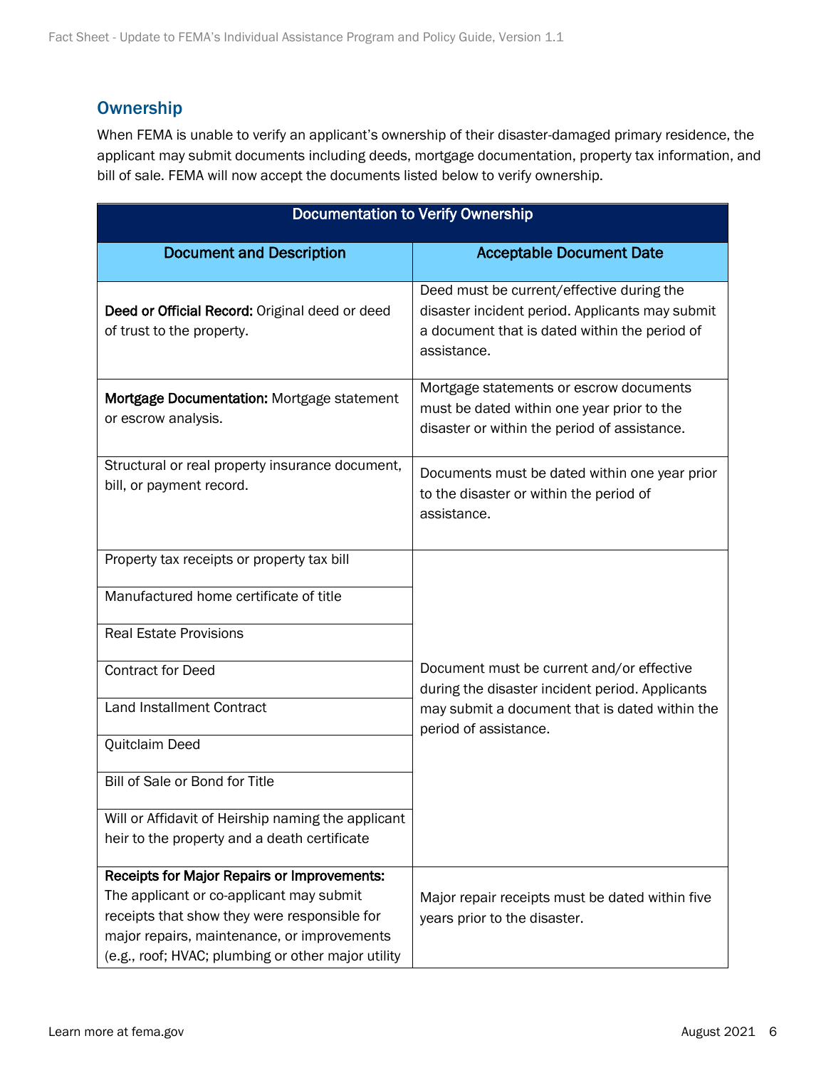## Ownership

When FEMA is unable to verify an applicant's ownership of their disaster-damaged primary residence, the applicant may submit documents including deeds, mortgage documentation, property tax information, and bill of sale. FEMA will now accept the documents listed below to verify ownership.

| Documentation to Verify Ownership | |
|---|---|
| **Document and Description** | **Acceptable Document Date** |
| **Deed or Official Record:** Original deed or deed of trust to the property. | Deed must be current/effective during the disaster incident period. Applicants may submit a document that is dated within the period of assistance. |
| **Mortgage Documentation:** Mortgage statement or escrow analysis. | Mortgage statements or escrow documents must be dated within one year prior to the disaster or within the period of assistance. |
| Structural or real property insurance document, bill, or payment record. | Documents must be dated within one year prior to the disaster or within the period of assistance. |
| Property tax receipts or property tax bill | Document must be current and/or effective during the disaster incident period. Applicants may submit a document that is dated within the period of assistance. |
| Manufactured home certificate of title | |
| Real Estate Provisions | |
| Contract for Deed | |
| Land Installment Contract | |
| Quitclaim Deed | |
| Bill of Sale or Bond for Title | |
| Will or Affidavit of Heirship naming the applicant heir to the property and a death certificate | |
| **Receipts for Major Repairs or Improvements:** The applicant or co-applicant may submit receipts that show they were responsible for major repairs, maintenance, or improvements (e.g., roof; HVAC; plumbing or other major utility | Major repair receipts must be dated within five years prior to the disaster. |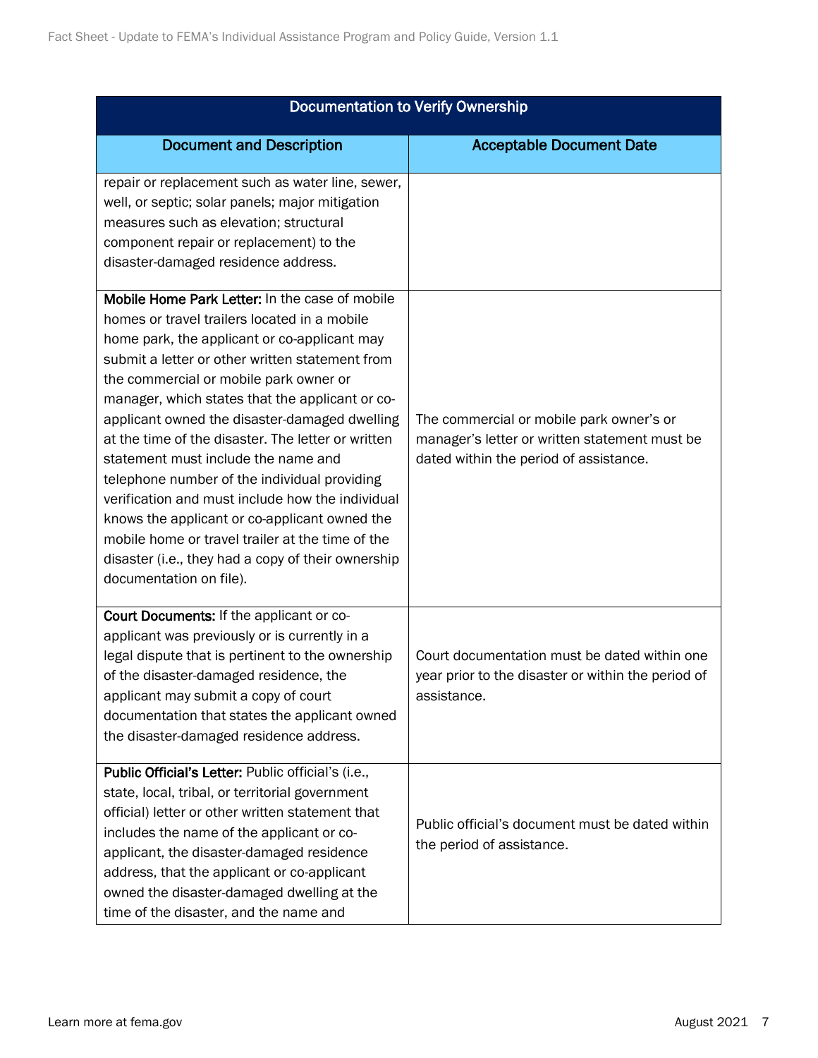| Documentation to Verify Ownership | |
|---|---|
| **Document and Description** | **Acceptable Document Date** |
| repair or replacement such as water line, sewer, well, or septic; solar panels; major mitigation measures such as elevation; structural component repair or replacement) to the disaster-damaged residence address. | |
| **Mobile Home Park Letter:** In the case of mobile homes or travel trailers located in a mobile home park, the applicant or co-applicant may submit a letter or other written statement from the commercial or mobile park owner or manager, which states that the applicant or co-applicant owned the disaster-damaged dwelling at the time of the disaster. The letter or written statement must include the name and telephone number of the individual providing verification and must include how the individual knows the applicant or co-applicant owned the mobile home or travel trailer at the time of the disaster (i.e., they had a copy of their ownership documentation on file). | The commercial or mobile park owner's or manager's letter or written statement must be dated within the period of assistance. |
| **Court Documents:** If the applicant or co-applicant was previously or is currently in a legal dispute that is pertinent to the ownership of the disaster-damaged residence, the applicant may submit a copy of court documentation that states the applicant owned the disaster-damaged residence address. | Court documentation must be dated within one year prior to the disaster or within the period of assistance. |
| **Public Official's Letter:** Public official's (i.e., state, local, tribal, or territorial government official) letter or other written statement that includes the name of the applicant or co-applicant, the disaster-damaged residence address, that the applicant or co-applicant owned the disaster-damaged dwelling at the time of the disaster, and the name and | Public official's document must be dated within the period of assistance. |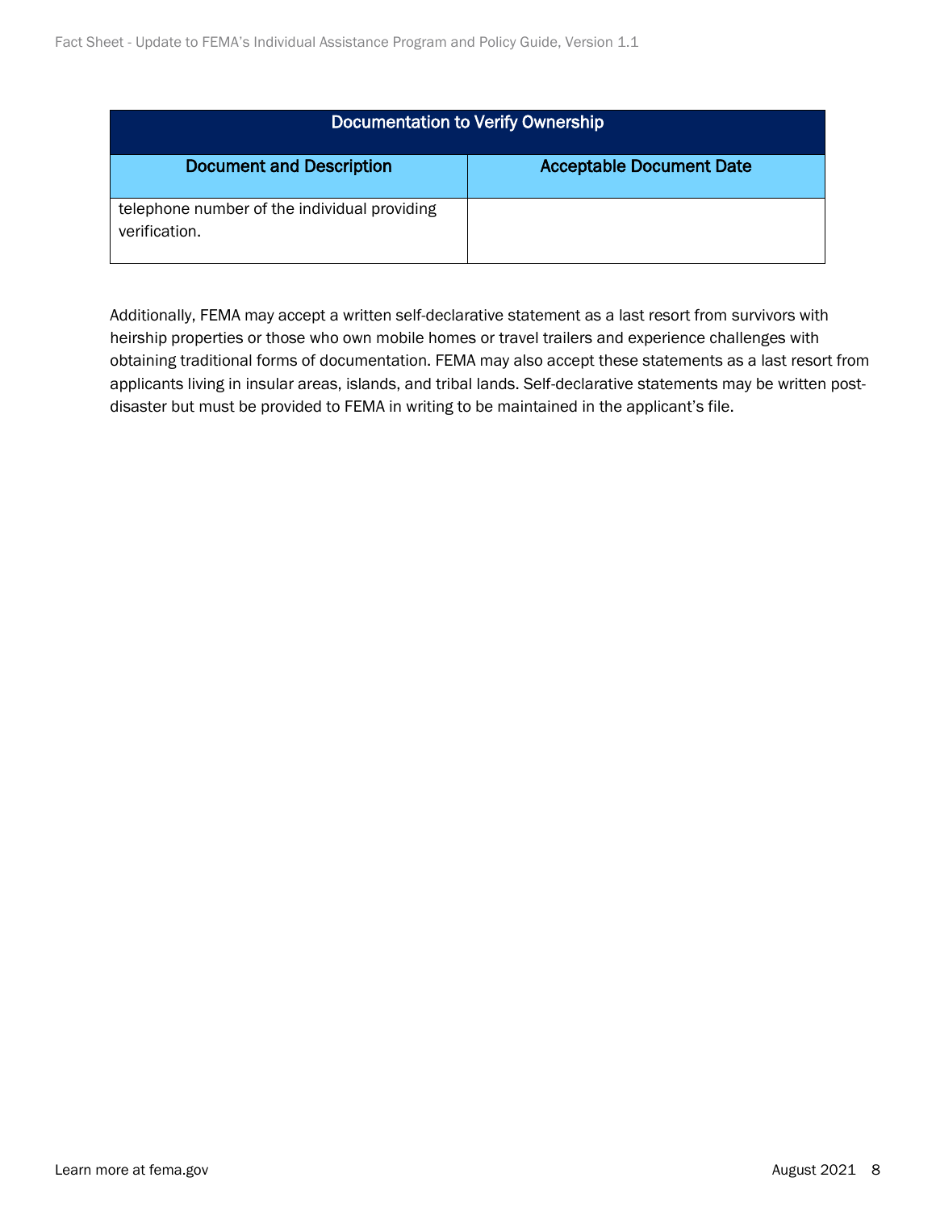| Documentation to Verify Ownership | |
|---|---|
| **Document and Description** | **Acceptable Document Date** |
| telephone number of the individual providing verification. | |

Additionally, FEMA may accept a written self-declarative statement as a last resort from survivors with heirship properties or those who own mobile homes or travel trailers and experience challenges with obtaining traditional forms of documentation. FEMA may also accept these statements as a last resort from applicants living in insular areas, islands, and tribal lands. Self-declarative statements may be written post-disaster but must be provided to FEMA in writing to be maintained in the applicant's file.